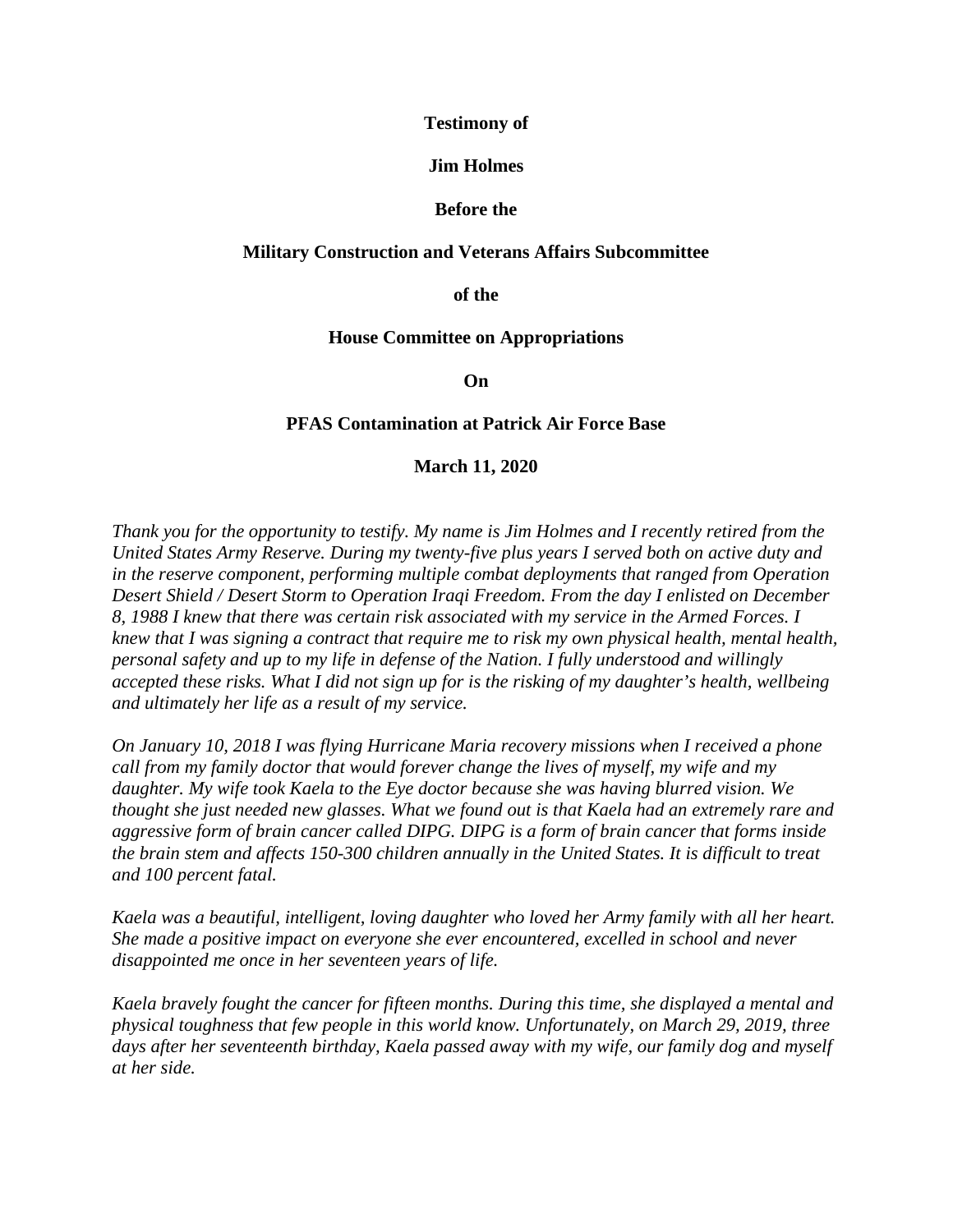**Testimony of**

**Jim Holmes**

**Before the**

**Military Construction and Veterans Affairs Subcommittee**

**of the**

**House Committee on Appropriations**

**On**

**PFAS Contamination at Patrick Air Force Base**

**March 11, 2020**

*Thank you for the opportunity to testify. My name is Jim Holmes and I recently retired from the United States Army Reserve. During my twenty-five plus years I served both on active duty and in the reserve component, performing multiple combat deployments that ranged from Operation Desert Shield / Desert Storm to Operation Iraqi Freedom. From the day I enlisted on December 8, 1988 I knew that there was certain risk associated with my service in the Armed Forces. I knew that I was signing a contract that require me to risk my own physical health, mental health, personal safety and up to my life in defense of the Nation. I fully understood and willingly accepted these risks. What I did not sign up for is the risking of my daughter's health, wellbeing and ultimately her life as a result of my service.*

*On January 10, 2018 I was flying Hurricane Maria recovery missions when I received a phone call from my family doctor that would forever change the lives of myself, my wife and my daughter. My wife took Kaela to the Eye doctor because she was having blurred vision. We thought she just needed new glasses. What we found out is that Kaela had an extremely rare and aggressive form of brain cancer called DIPG. DIPG is a form of brain cancer that forms inside the brain stem and affects 150-300 children annually in the United States. It is difficult to treat and 100 percent fatal.*

*Kaela was a beautiful, intelligent, loving daughter who loved her Army family with all her heart. She made a positive impact on everyone she ever encountered, excelled in school and never disappointed me once in her seventeen years of life.*

*Kaela bravely fought the cancer for fifteen months. During this time, she displayed a mental and physical toughness that few people in this world know. Unfortunately, on March 29, 2019, three days after her seventeenth birthday, Kaela passed away with my wife, our family dog and myself at her side.*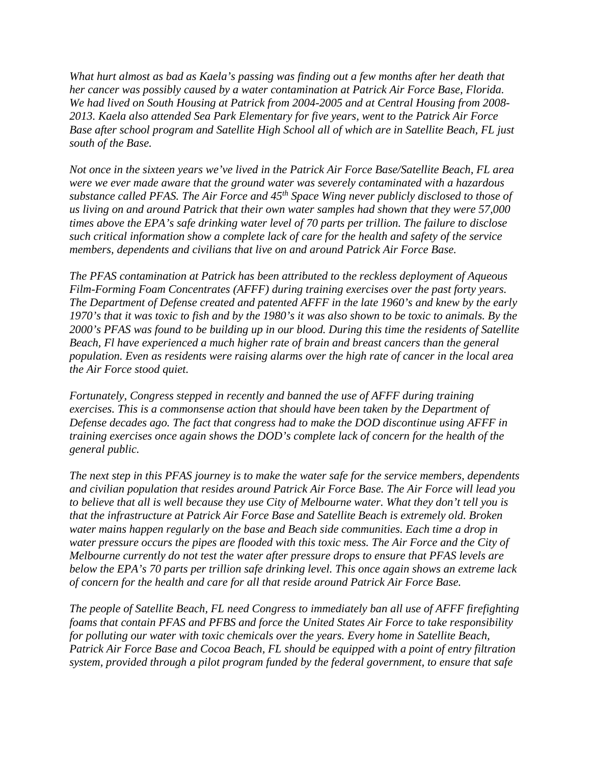*What hurt almost as bad as Kaela's passing was finding out a few months after her death that her cancer was possibly caused by a water contamination at Patrick Air Force Base, Florida. We had lived on South Housing at Patrick from 2004-2005 and at Central Housing from 2008-2013. Kaela also attended Sea Park Elementary for five years, went to the Patrick Air Force Base after school program and Satellite High School all of which are in Satellite Beach, FL just south of the Base.*

*Not once in the sixteen years we've lived in the Patrick Air Force Base/Satellite Beach, FL area were we ever made aware that the ground water was severely contaminated with a hazardous substance called PFAS. The Air Force and 45th Space Wing never publicly disclosed to those of us living on and around Patrick that their own water samples had shown that they were 57,000 times above the EPA's safe drinking water level of 70 parts per trillion. The failure to disclose such critical information show a complete lack of care for the health and safety of the service members, dependents and civilians that live on and around Patrick Air Force Base.*

*The PFAS contamination at Patrick has been attributed to the reckless deployment of Aqueous Film-Forming Foam Concentrates (AFFF) during training exercises over the past forty years. The Department of Defense created and patented AFFF in the late 1960's and knew by the early 1970's that it was toxic to fish and by the 1980's it was also shown to be toxic to animals. By the 2000's PFAS was found to be building up in our blood. During this time the residents of Satellite Beach, Fl have experienced a much higher rate of brain and breast cancers than the general population. Even as residents were raising alarms over the high rate of cancer in the local area the Air Force stood quiet.*

*Fortunately, Congress stepped in recently and banned the use of AFFF during training exercises. This is a commonsense action that should have been taken by the Department of Defense decades ago. The fact that congress had to make the DOD discontinue using AFFF in training exercises once again shows the DOD's complete lack of concern for the health of the general public.*

*The next step in this PFAS journey is to make the water safe for the service members, dependents and civilian population that resides around Patrick Air Force Base. The Air Force will lead you to believe that all is well because they use City of Melbourne water. What they don't tell you is that the infrastructure at Patrick Air Force Base and Satellite Beach is extremely old. Broken water mains happen regularly on the base and Beach side communities. Each time a drop in water pressure occurs the pipes are flooded with this toxic mess. The Air Force and the City of Melbourne currently do not test the water after pressure drops to ensure that PFAS levels are below the EPA's 70 parts per trillion safe drinking level. This once again shows an extreme lack of concern for the health and care for all that reside around Patrick Air Force Base.*

*The people of Satellite Beach, FL need Congress to immediately ban all use of AFFF firefighting foams that contain PFAS and PFBS and force the United States Air Force to take responsibility for polluting our water with toxic chemicals over the years. Every home in Satellite Beach, Patrick Air Force Base and Cocoa Beach, FL should be equipped with a point of entry filtration system, provided through a pilot program funded by the federal government, to ensure that safe*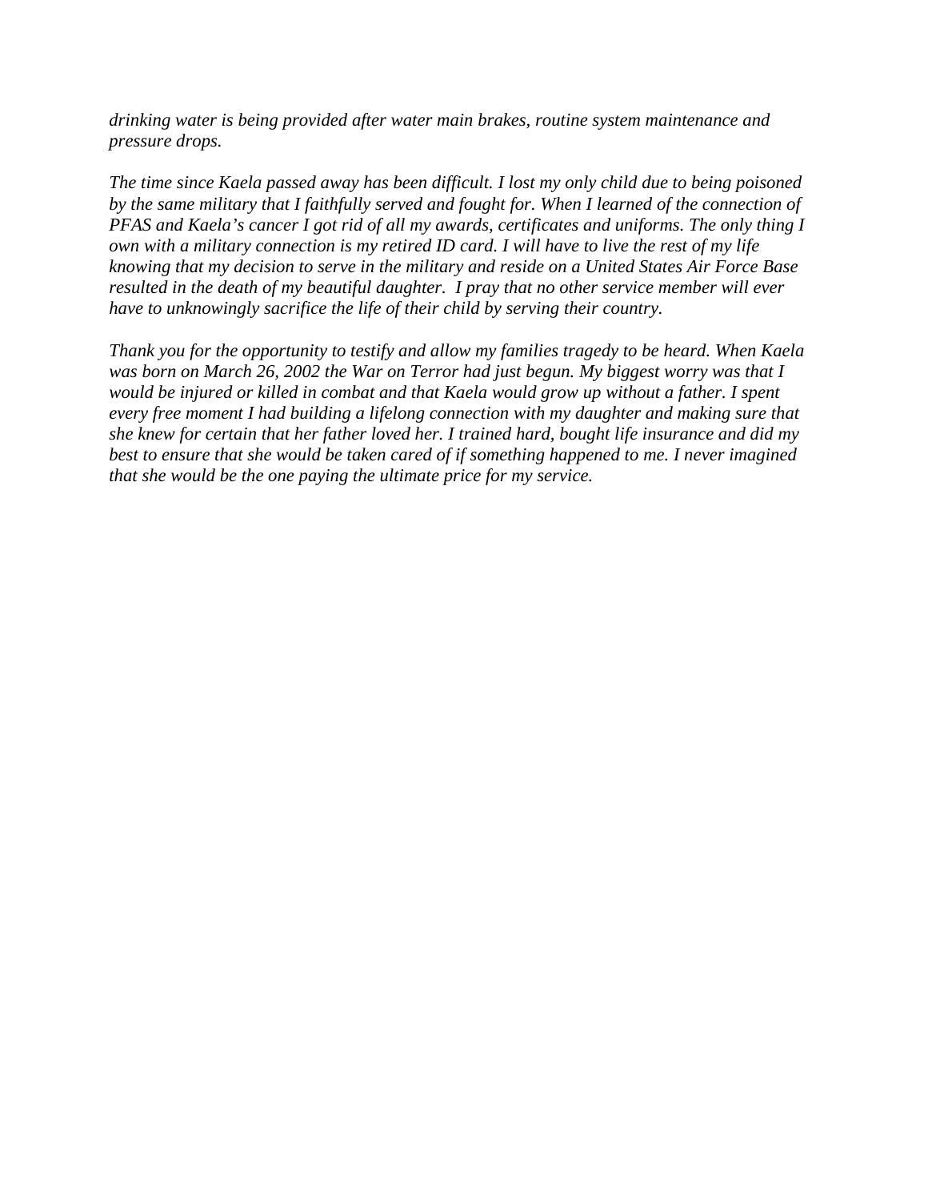*drinking water is being provided after water main brakes, routine system maintenance and pressure drops.*

*The time since Kaela passed away has been difficult. I lost my only child due to being poisoned by the same military that I faithfully served and fought for. When I learned of the connection of PFAS and Kaela's cancer I got rid of all my awards, certificates and uniforms. The only thing I own with a military connection is my retired ID card. I will have to live the rest of my life knowing that my decision to serve in the military and reside on a United States Air Force Base resulted in the death of my beautiful daughter. I pray that no other service member will ever have to unknowingly sacrifice the life of their child by serving their country.*

*Thank you for the opportunity to testify and allow my families tragedy to be heard. When Kaela was born on March 26, 2002 the War on Terror had just begun. My biggest worry was that I would be injured or killed in combat and that Kaela would grow up without a father. I spent every free moment I had building a lifelong connection with my daughter and making sure that she knew for certain that her father loved her. I trained hard, bought life insurance and did my best to ensure that she would be taken cared of if something happened to me. I never imagined that she would be the one paying the ultimate price for my service.*